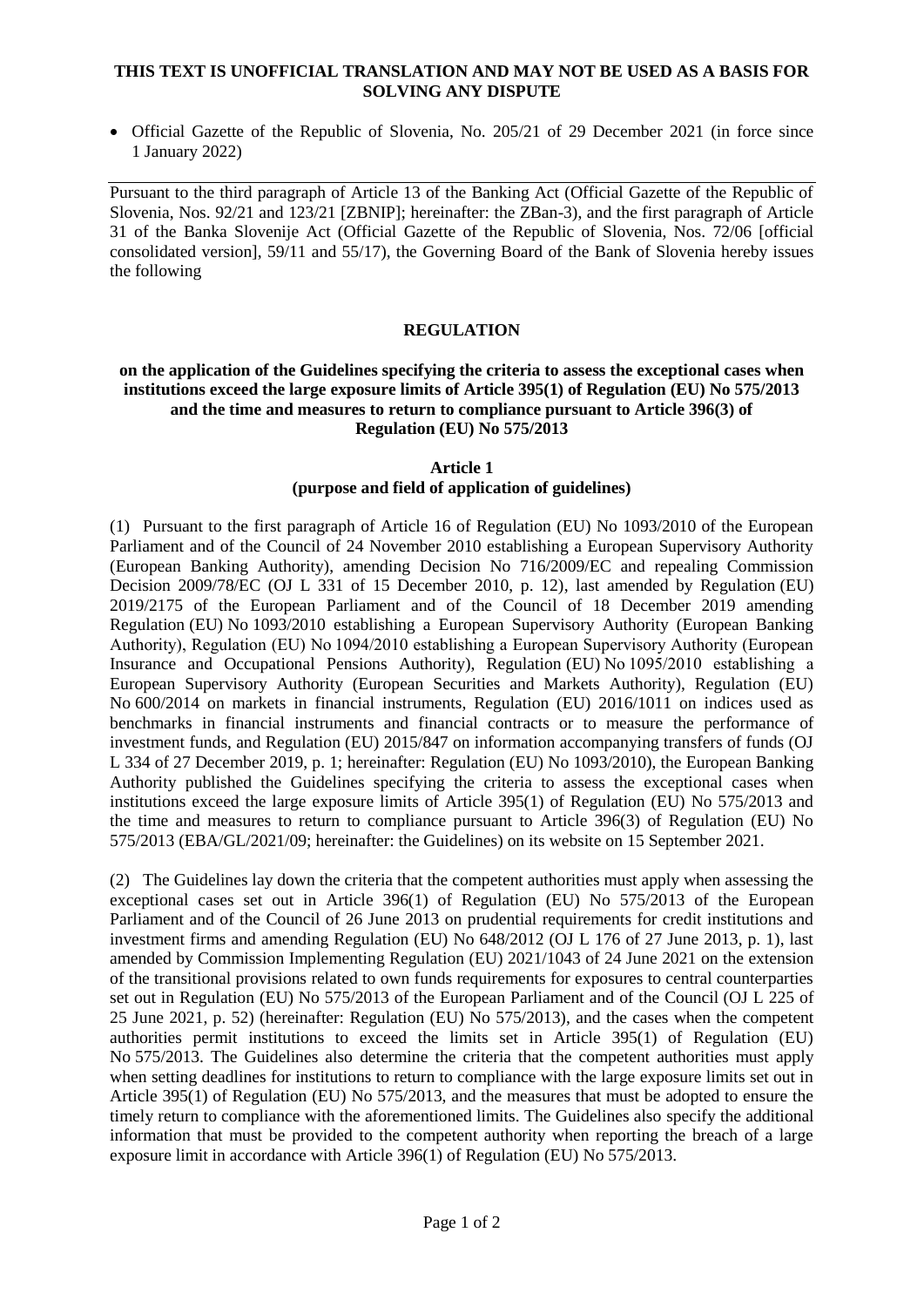**THIS TEXT IS UNOFFICIAL TRANSLATION AND MAY NOT BE USED AS A BASIS FOR SOLVING ANY DISPUTE**

- Official Gazette of the Republic of Slovenia, No. 205/21 of 29 December 2021 (in force since 1 January 2022)

---

Pursuant to the third paragraph of Article 13 of the Banking Act (Official Gazette of the Republic of Slovenia, Nos. 92/21 and 123/21 [ZBNIP]; hereinafter: the ZBan-3), and the first paragraph of Article 31 of the Banka Slovenije Act (Official Gazette of the Republic of Slovenia, Nos. 72/06 [official consolidated version], 59/11 and 55/17), the Governing Board of the Bank of Slovenia hereby issues the following

# REGULATION

## on the application of the Guidelines specifying the criteria to assess the exceptional cases when institutions exceed the large exposure limits of Article 395(1) of Regulation (EU) No 575/2013 and the time and measures to return to compliance pursuant to Article 396(3) of Regulation (EU) No 575/2013

### Article 1
### (purpose and field of application of guidelines)

(1) Pursuant to the first paragraph of Article 16 of Regulation (EU) No 1093/2010 of the European Parliament and of the Council of 24 November 2010 establishing a European Supervisory Authority (European Banking Authority), amending Decision No 716/2009/EC and repealing Commission Decision 2009/78/EC (OJ L 331 of 15 December 2010, p. 12), last amended by Regulation (EU) 2019/2175 of the European Parliament and of the Council of 18 December 2019 amending Regulation (EU) No 1093/2010 establishing a European Supervisory Authority (European Banking Authority), Regulation (EU) No 1094/2010 establishing a European Supervisory Authority (European Insurance and Occupational Pensions Authority), Regulation (EU) No 1095/2010 establishing a European Supervisory Authority (European Securities and Markets Authority), Regulation (EU) No 600/2014 on markets in financial instruments, Regulation (EU) 2016/1011 on indices used as benchmarks in financial instruments and financial contracts or to measure the performance of investment funds, and Regulation (EU) 2015/847 on information accompanying transfers of funds (OJ L 334 of 27 December 2019, p. 1; hereinafter: Regulation (EU) No 1093/2010), the European Banking Authority published the Guidelines specifying the criteria to assess the exceptional cases when institutions exceed the large exposure limits of Article 395(1) of Regulation (EU) No 575/2013 and the time and measures to return to compliance pursuant to Article 396(3) of Regulation (EU) No 575/2013 (EBA/GL/2021/09; hereinafter: the Guidelines) on its website on 15 September 2021.

(2) The Guidelines lay down the criteria that the competent authorities must apply when assessing the exceptional cases set out in Article 396(1) of Regulation (EU) No 575/2013 of the European Parliament and of the Council of 26 June 2013 on prudential requirements for credit institutions and investment firms and amending Regulation (EU) No 648/2012 (OJ L 176 of 27 June 2013, p. 1), last amended by Commission Implementing Regulation (EU) 2021/1043 of 24 June 2021 on the extension of the transitional provisions related to own funds requirements for exposures to central counterparties set out in Regulation (EU) No 575/2013 of the European Parliament and of the Council (OJ L 225 of 25 June 2021, p. 52) (hereinafter: Regulation (EU) No 575/2013), and the cases when the competent authorities permit institutions to exceed the limits set in Article 395(1) of Regulation (EU) No 575/2013. The Guidelines also determine the criteria that the competent authorities must apply when setting deadlines for institutions to return to compliance with the large exposure limits set out in Article 395(1) of Regulation (EU) No 575/2013, and the measures that must be adopted to ensure the timely return to compliance with the aforementioned limits. The Guidelines also specify the additional information that must be provided to the competent authority when reporting the breach of a large exposure limit in accordance with Article 396(1) of Regulation (EU) No 575/2013.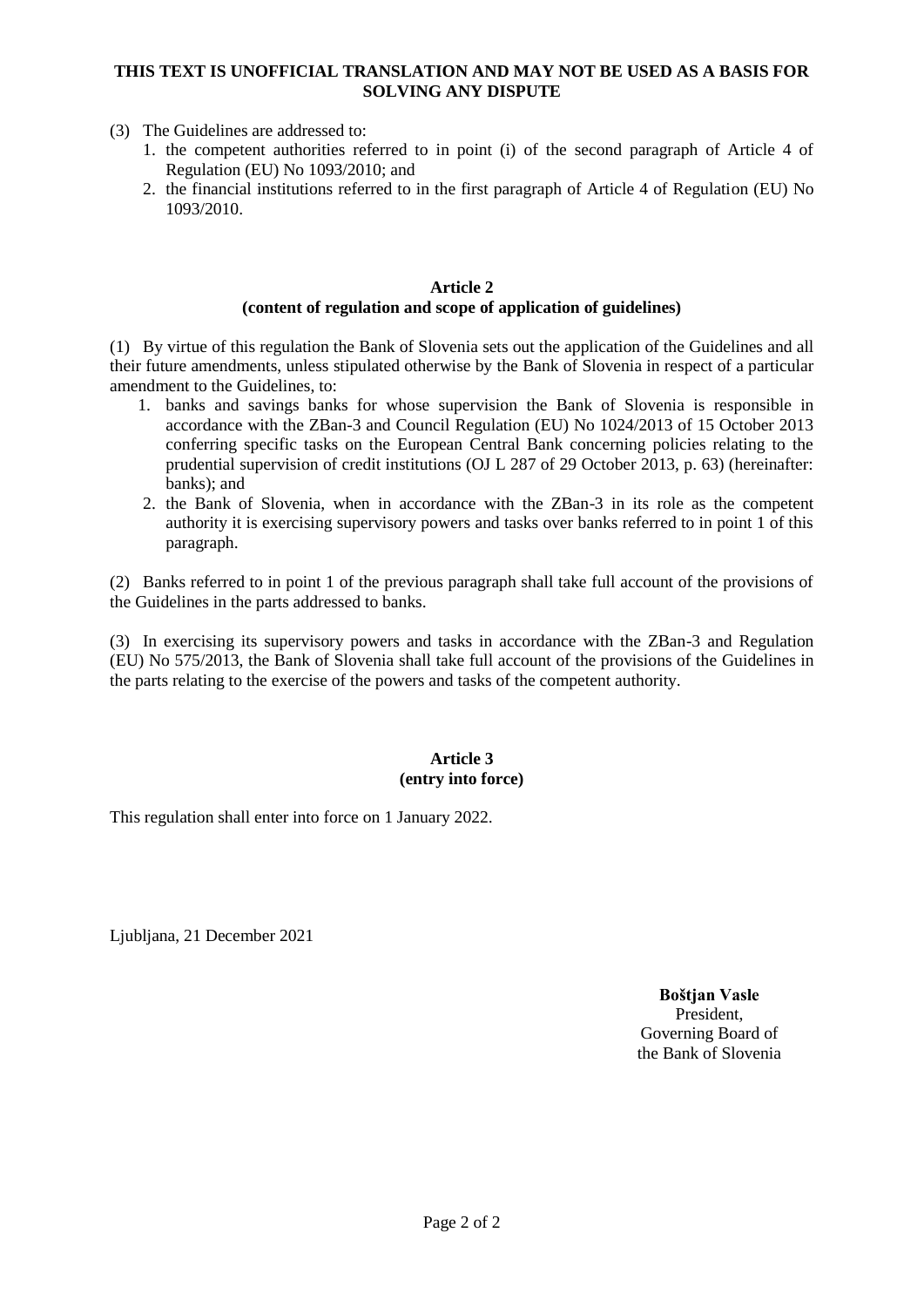**THIS TEXT IS UNOFFICIAL TRANSLATION AND MAY NOT BE USED AS A BASIS FOR SOLVING ANY DISPUTE**

(3) The Guidelines are addressed to:

1. the competent authorities referred to in point (i) of the second paragraph of Article 4 of Regulation (EU) No 1093/2010; and
2. the financial institutions referred to in the first paragraph of Article 4 of Regulation (EU) No 1093/2010.

**Article 2**
**(content of regulation and scope of application of guidelines)**

(1) By virtue of this regulation the Bank of Slovenia sets out the application of the Guidelines and all their future amendments, unless stipulated otherwise by the Bank of Slovenia in respect of a particular amendment to the Guidelines, to:

1. banks and savings banks for whose supervision the Bank of Slovenia is responsible in accordance with the ZBan-3 and Council Regulation (EU) No 1024/2013 of 15 October 2013 conferring specific tasks on the European Central Bank concerning policies relating to the prudential supervision of credit institutions (OJ L 287 of 29 October 2013, p. 63) (hereinafter: banks); and
2. the Bank of Slovenia, when in accordance with the ZBan-3 in its role as the competent authority it is exercising supervisory powers and tasks over banks referred to in point 1 of this paragraph.

(2) Banks referred to in point 1 of the previous paragraph shall take full account of the provisions of the Guidelines in the parts addressed to banks.

(3) In exercising its supervisory powers and tasks in accordance with the ZBan-3 and Regulation (EU) No 575/2013, the Bank of Slovenia shall take full account of the provisions of the Guidelines in the parts relating to the exercise of the powers and tasks of the competent authority.

**Article 3**
**(entry into force)**

This regulation shall enter into force on 1 January 2022.

Ljubljana, 21 December 2021

**Boštjan Vasle**
President,
Governing Board of
the Bank of Slovenia